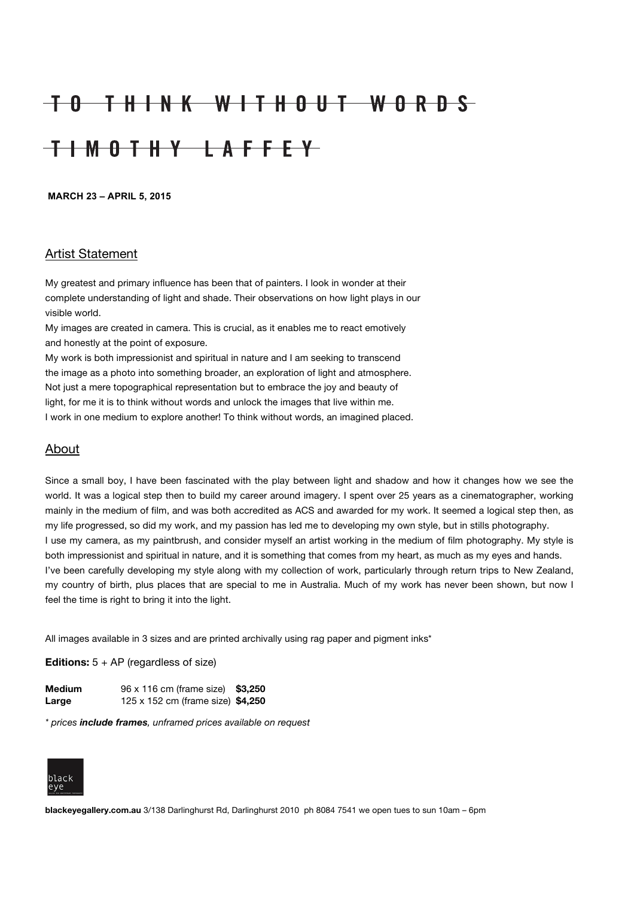# TO THINK WITHOUT WORDS

# TIMOTHY LAFFEY

**MARCH 23 – APRIL 5, 2015**

## Artist Statement

My greatest and primary influence has been that of painters. I look in wonder at their complete understanding of light and shade. Their observations on how light plays in our visible world.

My images are created in camera. This is crucial, as it enables me to react emotively and honestly at the point of exposure.

My work is both impressionist and spiritual in nature and I am seeking to transcend the image as a photo into something broader, an exploration of light and atmosphere.

Not just a mere topographical representation but to embrace the joy and beauty of light, for me it is to think without words and unlock the images that live within me.

I work in one medium to explore another! To think without words, an imagined placed.

## About

Since a small boy, I have been fascinated with the play between light and shadow and how it changes how we see the world. It was a logical step then to build my career around imagery. I spent over 25 years as a cinematographer, working mainly in the medium of film, and was both accredited as ACS and awarded for my work. It seemed a logical step then, as my life progressed, so did my work, and my passion has led me to developing my own style, but in stills photography.

I use my camera, as my paintbrush, and consider myself an artist working in the medium of film photography. My style is both impressionist and spiritual in nature, and it is something that comes from my heart, as much as my eyes and hands.

I've been carefully developing my style along with my collection of work, particularly through return trips to New Zealand, my country of birth, plus places that are special to me in Australia. Much of my work has never been shown, but now I feel the time is right to bring it into the light.

All images available in 3 sizes and are printed archivally using rag paper and pigment inks*

**Editions:** 5 + AP (regardless of size)

| | | |
|---|---|---|
| **Medium** | 96 x 116 cm (frame size) | **$3,250** |
| **Large** | 125 x 152 cm (frame size) | **$4,250** |

*\* prices **include frames**, unframed prices available on request*

black eye

**blackeyegallery.com.au** 3/138 Darlinghurst Rd, Darlinghurst 2010 ph 8084 7541 we open tues to sun 10am – 6pm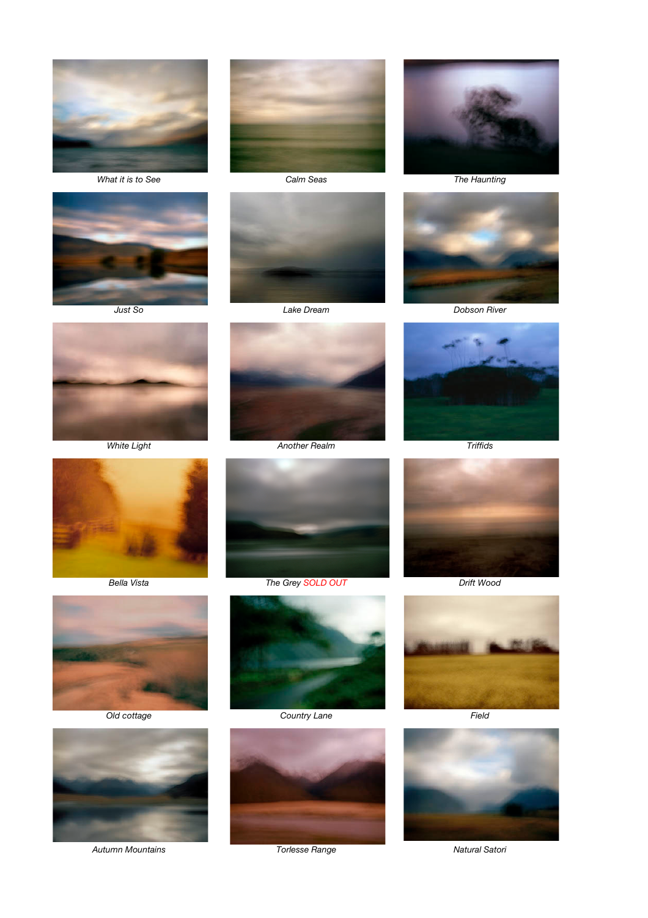*What it is to See*

*Calm Seas*

*The Haunting*

*Just So*

*Lake Dream*

*Dobson River*

*White Light*

*Another Realm*

*Triffids*

*Bella Vista*

*The Grey* SOLD OUT

*Drift Wood*

*Old cottage*

*Country Lane*

*Field*

*Autumn Mountains*

*Torlesse Range*

*Natural Satori*